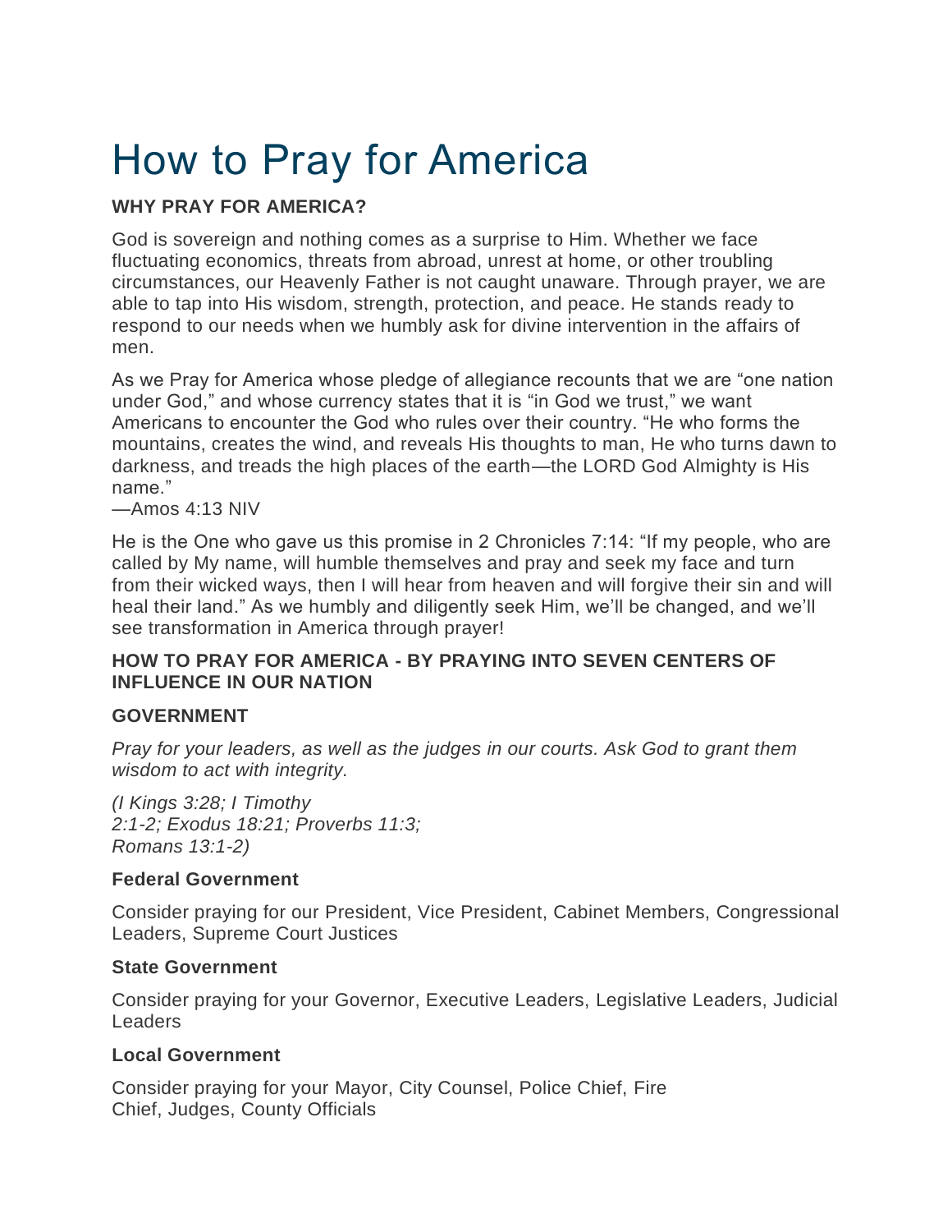# How to Pray for America

**WHY PRAY FOR AMERICA?**

God is sovereign and nothing comes as a surprise to Him. Whether we face fluctuating economics, threats from abroad, unrest at home, or other troubling circumstances, our Heavenly Father is not caught unaware. Through prayer, we are able to tap into His wisdom, strength, protection, and peace. He stands ready to respond to our needs when we humbly ask for divine intervention in the affairs of men.

As we Pray for America whose pledge of allegiance recounts that we are "one nation under God," and whose currency states that it is "in God we trust," we want Americans to encounter the God who rules over their country. "He who forms the mountains, creates the wind, and reveals His thoughts to man, He who turns dawn to darkness, and treads the high places of the earth—the LORD God Almighty is His name."
—Amos 4:13 NIV

He is the One who gave us this promise in 2 Chronicles 7:14: "If my people, who are called by My name, will humble themselves and pray and seek my face and turn from their wicked ways, then I will hear from heaven and will forgive their sin and will heal their land." As we humbly and diligently seek Him, we'll be changed, and we'll see transformation in America through prayer!

**HOW TO PRAY FOR AMERICA - BY PRAYING INTO SEVEN CENTERS OF INFLUENCE IN OUR NATION**

**GOVERNMENT**

*Pray for your leaders, as well as the judges in our courts. Ask God to grant them wisdom to act with integrity.*

*(I Kings 3:28; I Timothy 2:1-2; Exodus 18:21; Proverbs 11:3; Romans 13:1-2)*

**Federal Government**

Consider praying for our President, Vice President, Cabinet Members, Congressional Leaders, Supreme Court Justices

**State Government**

Consider praying for your Governor, Executive Leaders, Legislative Leaders, Judicial Leaders

**Local Government**

Consider praying for your Mayor, City Counsel, Police Chief, Fire Chief, Judges, County Officials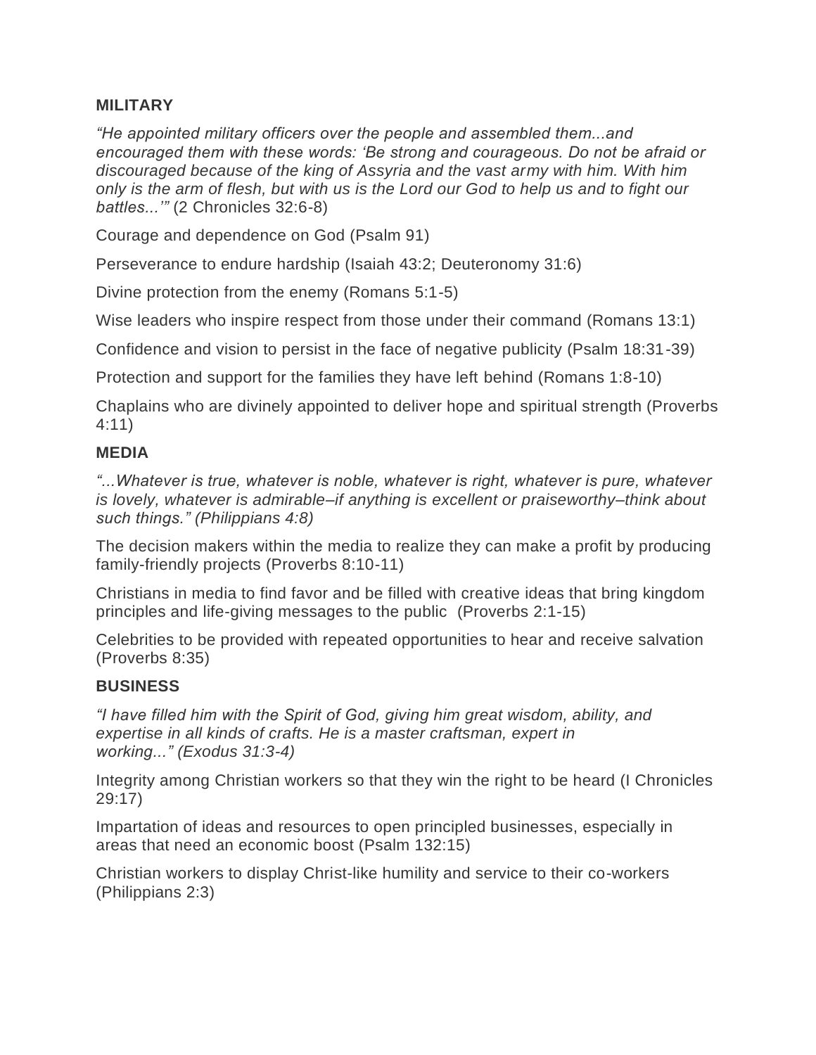**MILITARY**

*"He appointed military officers over the people and assembled them...and encouraged them with these words: 'Be strong and courageous. Do not be afraid or discouraged because of the king of Assyria and the vast army with him. With him only is the arm of flesh, but with us is the Lord our God to help us and to fight our battles...'"* (2 Chronicles 32:6-8)

Courage and dependence on God (Psalm 91)

Perseverance to endure hardship (Isaiah 43:2; Deuteronomy 31:6)

Divine protection from the enemy (Romans 5:1-5)

Wise leaders who inspire respect from those under their command (Romans 13:1)

Confidence and vision to persist in the face of negative publicity (Psalm 18:31-39)

Protection and support for the families they have left behind (Romans 1:8-10)

Chaplains who are divinely appointed to deliver hope and spiritual strength (Proverbs 4:11)

**MEDIA**

*"...Whatever is true, whatever is noble, whatever is right, whatever is pure, whatever is lovely, whatever is admirable–if anything is excellent or praiseworthy–think about such things." (Philippians 4:8)*

The decision makers within the media to realize they can make a profit by producing family-friendly projects (Proverbs 8:10-11)

Christians in media to find favor and be filled with creative ideas that bring kingdom principles and life-giving messages to the public (Proverbs 2:1-15)

Celebrities to be provided with repeated opportunities to hear and receive salvation (Proverbs 8:35)

**BUSINESS**

*"I have filled him with the Spirit of God, giving him great wisdom, ability, and expertise in all kinds of crafts. He is a master craftsman, expert in working..." (Exodus 31:3-4)*

Integrity among Christian workers so that they win the right to be heard (I Chronicles 29:17)

Impartation of ideas and resources to open principled businesses, especially in areas that need an economic boost (Psalm 132:15)

Christian workers to display Christ-like humility and service to their co-workers (Philippians 2:3)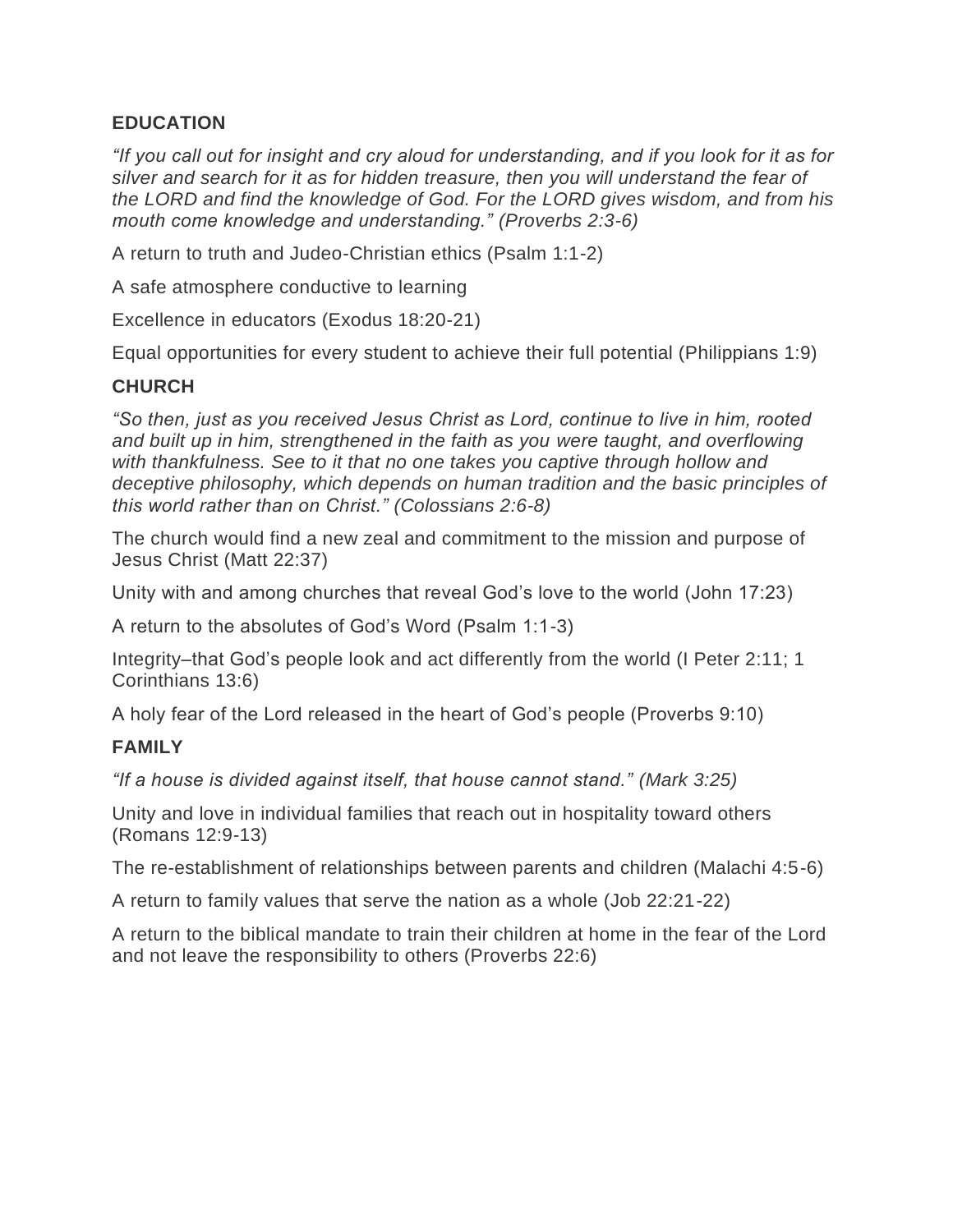## EDUCATION

*“If you call out for insight and cry aloud for understanding, and if you look for it as for silver and search for it as for hidden treasure, then you will understand the fear of the LORD and find the knowledge of God. For the LORD gives wisdom, and from his mouth come knowledge and understanding.” (Proverbs 2:3-6)*

A return to truth and Judeo-Christian ethics (Psalm 1:1-2)

A safe atmosphere conductive to learning

Excellence in educators (Exodus 18:20-21)

Equal opportunities for every student to achieve their full potential (Philippians 1:9)

## CHURCH

*“So then, just as you received Jesus Christ as Lord, continue to live in him, rooted and built up in him, strengthened in the faith as you were taught, and overflowing with thankfulness. See to it that no one takes you captive through hollow and deceptive philosophy, which depends on human tradition and the basic principles of this world rather than on Christ.” (Colossians 2:6-8)*

The church would find a new zeal and commitment to the mission and purpose of Jesus Christ (Matt 22:37)

Unity with and among churches that reveal God’s love to the world (John 17:23)

A return to the absolutes of God’s Word (Psalm 1:1-3)

Integrity–that God’s people look and act differently from the world (I Peter 2:11; 1 Corinthians 13:6)

A holy fear of the Lord released in the heart of God’s people (Proverbs 9:10)

## FAMILY

*“If a house is divided against itself, that house cannot stand.” (Mark 3:25)*

Unity and love in individual families that reach out in hospitality toward others (Romans 12:9-13)

The re-establishment of relationships between parents and children (Malachi 4:5-6)

A return to family values that serve the nation as a whole (Job 22:21-22)

A return to the biblical mandate to train their children at home in the fear of the Lord and not leave the responsibility to others (Proverbs 22:6)